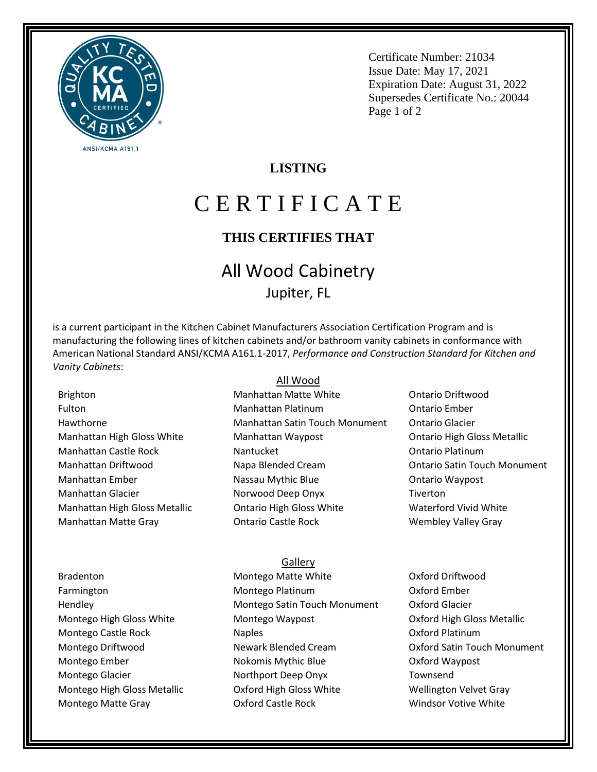Certificate Number: 21034
Issue Date: May 17, 2021
Expiration Date: August 31, 2022
Supersedes Certificate No.: 20044

## LISTING

# C E R T I F I C A T E

### THIS CERTIFIES THAT

## All Wood Cabinetry

Jupiter, FL

is a current participant in the Kitchen Cabinet Manufacturers Association Certification Program and is manufacturing the following lines of kitchen cabinets and/or bathroom vanity cabinets in conformance with American National Standard ANSI/KCMA A161.1-2017, *Performance and Construction Standard for Kitchen and Vanity Cabinets*:

### All Wood

- Brighton
- Fulton
- Hawthorne
- Manhattan High Gloss White
- Manhattan Castle Rock
- Manhattan Driftwood
- Manhattan Ember
- Manhattan Glacier
- Manhattan High Gloss Metallic
- Manhattan Matte Gray
- Manhattan Matte White
- Manhattan Platinum
- Manhattan Satin Touch Monument
- Manhattan Waypost
- Nantucket
- Napa Blended Cream
- Nassau Mythic Blue
- Norwood Deep Onyx
- Ontario High Gloss White
- Ontario Castle Rock
- Ontario Driftwood
- Ontario Ember
- Ontario Glacier
- Ontario High Gloss Metallic
- Ontario Platinum
- Ontario Satin Touch Monument
- Ontario Waypost
- Tiverton
- Waterford Vivid White
- Wembley Valley Gray

### Gallery

- Bradenton
- Farmington
- Hendley
- Montego High Gloss White
- Montego Castle Rock
- Montego Driftwood
- Montego Ember
- Montego Glacier
- Montego High Gloss Metallic
- Montego Matte Gray
- Montego Matte White
- Montego Platinum
- Montego Satin Touch Monument
- Montego Waypost
- Naples
- Newark Blended Cream
- Nokomis Mythic Blue
- Northport Deep Onyx
- Oxford High Gloss White
- Oxford Castle Rock
- Oxford Driftwood
- Oxford Ember
- Oxford Glacier
- Oxford High Gloss Metallic
- Oxford Platinum
- Oxford Satin Touch Monument
- Oxford Waypost
- Townsend
- Wellington Velvet Gray
- Windsor Votive White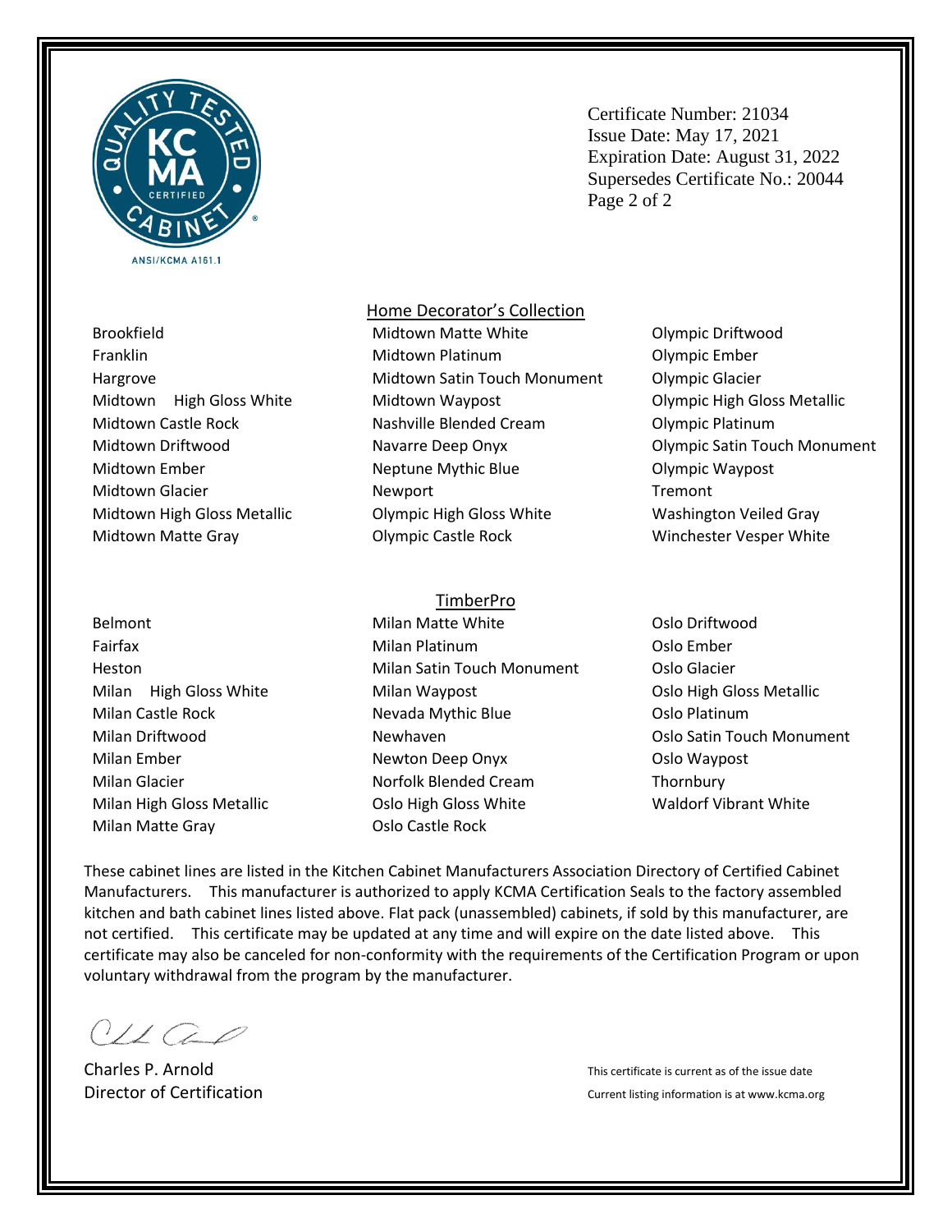Certificate Number: 21034
Issue Date: May 17, 2021
Expiration Date: August 31, 2022
Supersedes Certificate No.: 20044

ANSI/KCMA A161.1

## Home Decorator's Collection

Brookfield
Franklin
Hargrove
Midtown High Gloss White
Midtown Castle Rock
Midtown Driftwood
Midtown Ember
Midtown Glacier
Midtown High Gloss Metallic
Midtown Matte Gray
Midtown Matte White
Midtown Platinum
Midtown Satin Touch Monument
Midtown Waypost
Nashville Blended Cream
Navarre Deep Onyx
Neptune Mythic Blue
Newport
Olympic High Gloss White
Olympic Castle Rock
Olympic Driftwood
Olympic Ember
Olympic Glacier
Olympic High Gloss Metallic
Olympic Platinum
Olympic Satin Touch Monument
Olympic Waypost
Tremont
Washington Veiled Gray
Winchester Vesper White

## TimberPro

Belmont
Fairfax
Heston
Milan High Gloss White
Milan Castle Rock
Milan Driftwood
Milan Ember
Milan Glacier
Milan High Gloss Metallic
Milan Matte Gray
Milan Matte White
Milan Platinum
Milan Satin Touch Monument
Milan Waypost
Nevada Mythic Blue
Newhaven
Newton Deep Onyx
Norfolk Blended Cream
Oslo High Gloss White
Oslo Castle Rock
Oslo Driftwood
Oslo Ember
Oslo Glacier
Oslo High Gloss Metallic
Oslo Platinum
Oslo Satin Touch Monument
Oslo Waypost
Thornbury
Waldorf Vibrant White

These cabinet lines are listed in the Kitchen Cabinet Manufacturers Association Directory of Certified Cabinet Manufacturers. This manufacturer is authorized to apply KCMA Certification Seals to the factory assembled kitchen and bath cabinet lines listed above. Flat pack (unassembled) cabinets, if sold by this manufacturer, are not certified. This certificate may be updated at any time and will expire on the date listed above. This certificate may also be canceled for non-conformity with the requirements of the Certification Program or upon voluntary withdrawal from the program by the manufacturer.

Charles P. Arnold
Director of Certification

This certificate is current as of the issue date
Current listing information is at www.kcma.org